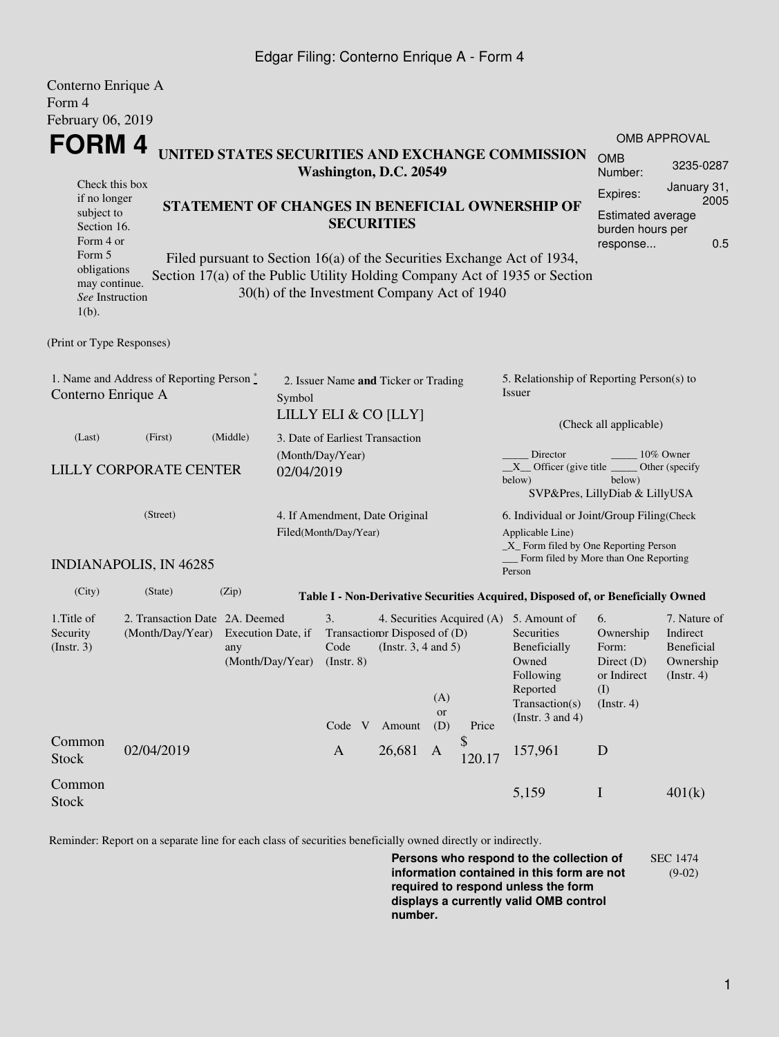Edgar Filing: Conterno Enrique A - Form 4

Conterno Enrique A
Form 4
February 06, 2019

# FORM 4

**UNITED STATES SECURITIES AND EXCHANGE COMMISSION**
**Washington, D.C. 20549**

**STATEMENT OF CHANGES IN BENEFICIAL OWNERSHIP OF SECURITIES**

Filed pursuant to Section 16(a) of the Securities Exchange Act of 1934, Section 17(a) of the Public Utility Holding Company Act of 1935 or Section 30(h) of the Investment Company Act of 1940

Check this box if no longer subject to Section 16. Form 4 or Form 5 obligations may continue. *See* Instruction 1(b).

| OMB APPROVAL | |
|---|---|
| OMB Number: | 3235-0287 |
| Expires: | January 31, 2005 |
| Estimated average burden hours per response... | 0.5 |

(Print or Type Responses)

1. Name and Address of Reporting Person *
Conterno Enrique A

(Last) (First) (Middle)

LILLY CORPORATE CENTER

(Street)

INDIANAPOLIS, IN 46285

(City) (State) (Zip)

2. Issuer Name **and** Ticker or Trading Symbol
LILLY ELI & CO [LLY]

3. Date of Earliest Transaction (Month/Day/Year)
02/04/2019

4. If Amendment, Date Original Filed(Month/Day/Year)

5. Relationship of Reporting Person(s) to Issuer

(Check all applicable)

_____ Director _____ 10% Owner
__X__ Officer (give title below) _____ Other (specify below)
SVP&Pres, LillyDiab & LillyUSA

6. Individual or Joint/Group Filing(Check Applicable Line)
_X_ Form filed by One Reporting Person
___ Form filed by More than One Reporting Person

**Table I - Non-Derivative Securities Acquired, Disposed of, or Beneficially Owned**

| 1.Title of Security (Instr. 3) | 2. Transaction Date (Month/Day/Year) | 2A. Deemed Execution Date, if any (Month/Day/Year) | 3. Transaction Code (Instr. 8) | | 4. Securities Acquired (A) or Disposed of (D) (Instr. 3, 4 and 5) | | | 5. Amount of Securities Beneficially Owned Following Reported Transaction(s) (Instr. 3 and 4) | 6. Ownership Form: Direct (D) or Indirect (I) (Instr. 4) | 7. Nature of Indirect Beneficial Ownership (Instr. 4) |
|---|---|---|---|---|---|---|---|---|---|---|
| | | | Code | V | Amount | (A) or (D) | Price | | | |
| Common Stock | 02/04/2019 | | A | | 26,681 | A | $ 120.17 | 157,961 | D | |
| Common Stock | | | | | | | | 5,159 | I | 401(k) |

Reminder: Report on a separate line for each class of securities beneficially owned directly or indirectly.

**Persons who respond to the collection of information contained in this form are not required to respond unless the form displays a currently valid OMB control number.**

SEC 1474 (9-02)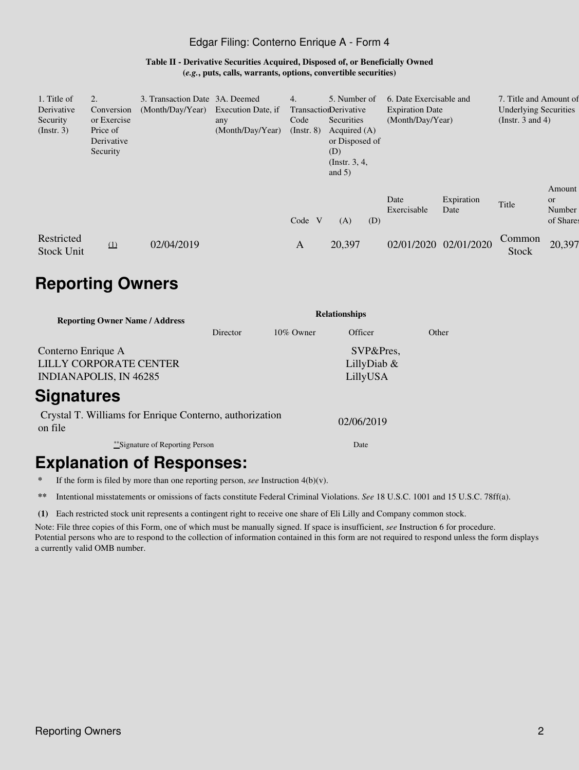**Table II - Derivative Securities Acquired, Disposed of, or Beneficially Owned**
**(*e.g.*, puts, calls, warrants, options, convertible securities)**

| 1. Title of Derivative Security (Instr. 3) | 2. Conversion or Exercise Price of Derivative Security | 3. Transaction Date (Month/Day/Year) | 3A. Deemed Execution Date, if any (Month/Day/Year) | 4. Transaction Code (Instr. 8) | | 5. Number of Derivative Securities Acquired (A) or Disposed of (D) (Instr. 3, 4, and 5) | | 6. Date Exercisable and Expiration Date (Month/Day/Year) | | 7. Title and Amount of Underlying Securities (Instr. 3 and 4) | |
|---|---|---|---|---|---|---|---|---|---|---|---|
| | | | | Code | V | (A) | (D) | Date Exercisable | Expiration Date | Title | Amount or Number of Shares |
| Restricted Stock Unit | (1) | 02/04/2019 | | A | | 20,397 | | 02/01/2020 | 02/01/2020 | Common Stock | 20,397 |

# Reporting Owners

| Reporting Owner Name / Address | Relationships | | | |
|---|---|---|---|---|
| | Director | 10% Owner | Officer | Other |
| Conterno Enrique A<br>LILLY CORPORATE CENTER<br>INDIANAPOLIS, IN 46285 | | | SVP&Pres, LillyDiab & LillyUSA | |

# Signatures

| | |
|---|---|
| Crystal T. Williams for Enrique Conterno, authorization on file | 02/06/2019 |
| **Signature of Reporting Person | Date |

# Explanation of Responses:

\* If the form is filed by more than one reporting person, *see* Instruction 4(b)(v).

** Intentional misstatements or omissions of facts constitute Federal Criminal Violations. *See* 18 U.S.C. 1001 and 15 U.S.C. 78ff(a).

**(1)** Each restricted stock unit represents a contingent right to receive one share of Eli Lilly and Company common stock.

Note: File three copies of this Form, one of which must be manually signed. If space is insufficient, *see* Instruction 6 for procedure.
Potential persons who are to respond to the collection of information contained in this form are not required to respond unless the form displays a currently valid OMB number.